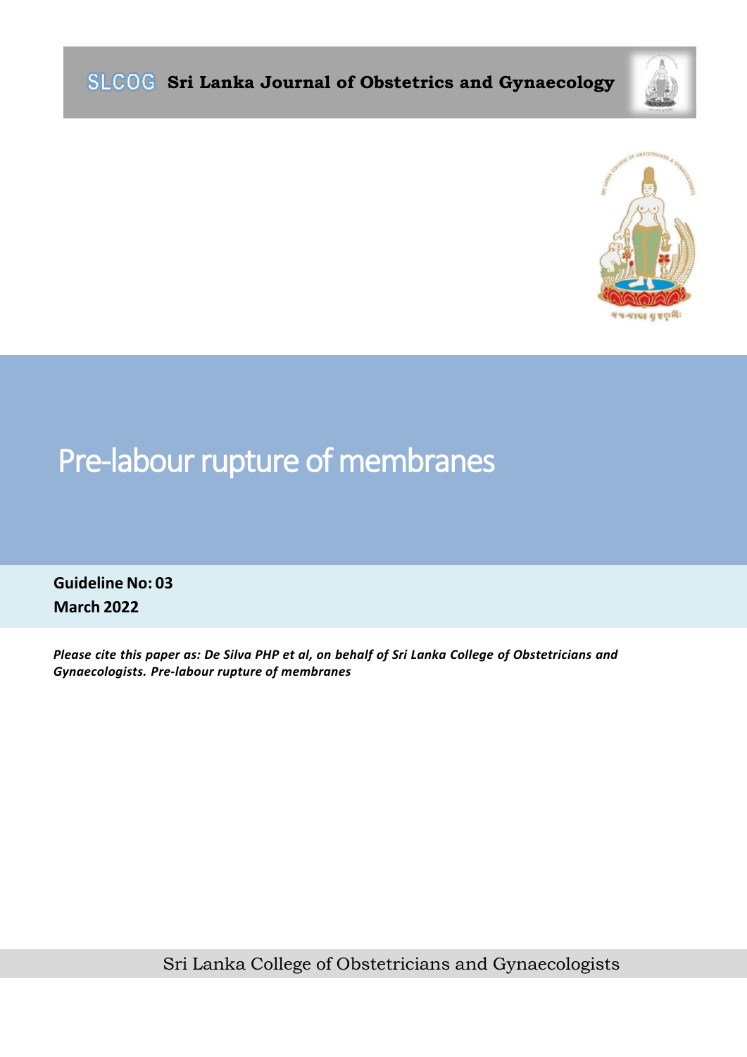**SLCOG Sri Lanka Journal of Obstetrics and Gynaecology**

# Pre-labour rupture of membranes

**Guideline No: 03**
**March 2022**

***Please cite this paper as: De Silva PHP et al, on behalf of Sri Lanka College of Obstetricians and Gynaecologists. Pre-labour rupture of membranes***

Sri Lanka College of Obstetricians and Gynaecologists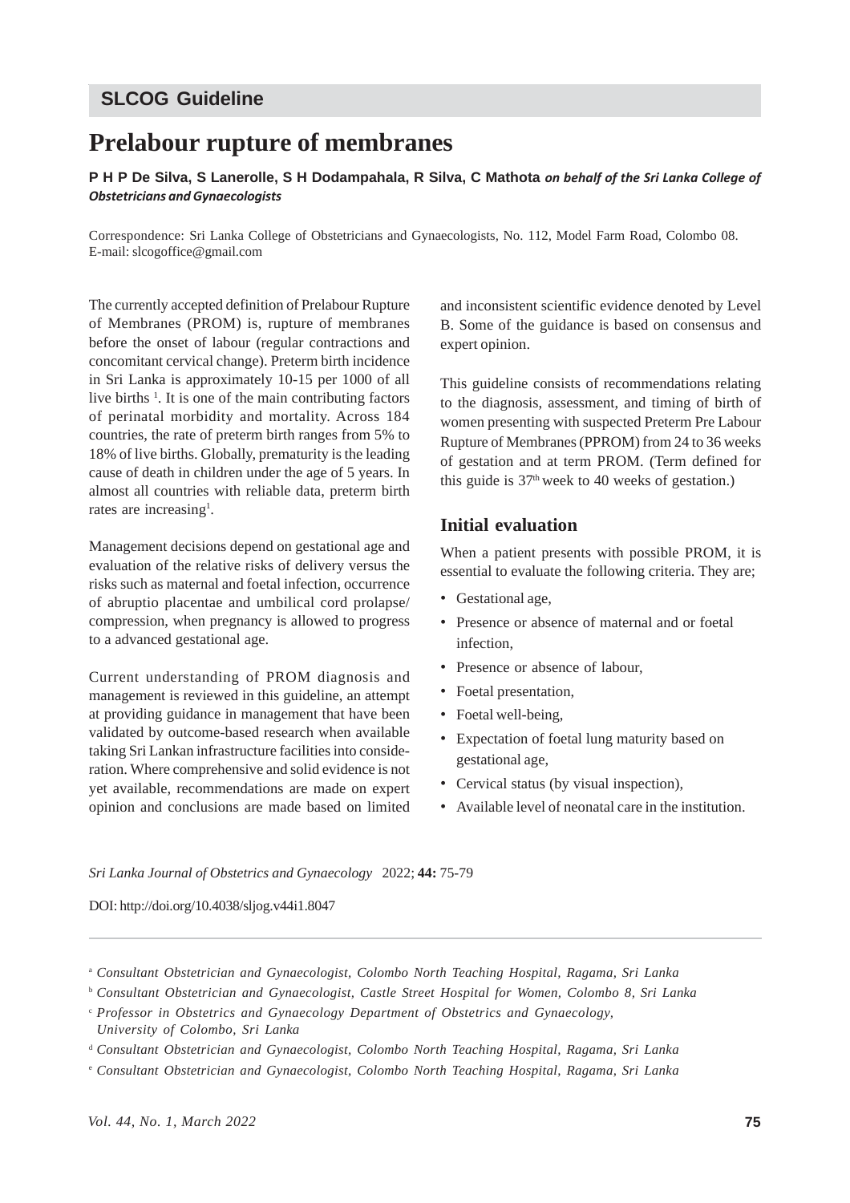## SLCOG Guideline

# Prelabour rupture of membranes

**P H P De Silva, S Lanerolle, S H Dodampahala, R Silva, C Mathota** ***on behalf of the Sri Lanka College of Obstetricians and Gynaecologists***

Correspondence: Sri Lanka College of Obstetricians and Gynaecologists, No. 112, Model Farm Road, Colombo 08. E-mail: slcogoffice@gmail.com

The currently accepted definition of Prelabour Rupture of Membranes (PROM) is, rupture of membranes before the onset of labour (regular contractions and concomitant cervical change). Preterm birth incidence in Sri Lanka is approximately 10-15 per 1000 of all live births [1]. It is one of the main contributing factors of perinatal morbidity and mortality. Across 184 countries, the rate of preterm birth ranges from 5% to 18% of live births. Globally, prematurity is the leading cause of death in children under the age of 5 years. In almost all countries with reliable data, preterm birth rates are increasing[1].

Management decisions depend on gestational age and evaluation of the relative risks of delivery versus the risks such as maternal and foetal infection, occurrence of abruptio placentae and umbilical cord prolapse/ compression, when pregnancy is allowed to progress to a advanced gestational age.

Current understanding of PROM diagnosis and management is reviewed in this guideline, an attempt at providing guidance in management that have been validated by outcome-based research when available taking Sri Lankan infrastructure facilities into consideration. Where comprehensive and solid evidence is not yet available, recommendations are made on expert opinion and conclusions are made based on limited and inconsistent scientific evidence denoted by Level B. Some of the guidance is based on consensus and expert opinion.

This guideline consists of recommendations relating to the diagnosis, assessment, and timing of birth of women presenting with suspected Preterm Pre Labour Rupture of Membranes (PPROM) from 24 to 36 weeks of gestation and at term PROM. (Term defined for this guide is 37[th] week to 40 weeks of gestation.)

## Initial evaluation

When a patient presents with possible PROM, it is essential to evaluate the following criteria. They are;

- Gestational age,
- Presence or absence of maternal and or foetal infection,
- Presence or absence of labour,
- Foetal presentation,
- Foetal well-being,
- Expectation of foetal lung maturity based on gestational age,
- Cervical status (by visual inspection),
- Available level of neonatal care in the institution.

*Sri Lanka Journal of Obstetrics and Gynaecology* 2022; **44:** 75-79

DOI: http://doi.org/10.4038/sljog.v44i1.8047

[a] *Consultant Obstetrician and Gynaecologist, Colombo North Teaching Hospital, Ragama, Sri Lanka*

[b] *Consultant Obstetrician and Gynaecologist, Castle Street Hospital for Women, Colombo 8, Sri Lanka*

[c] *Professor in Obstetrics and Gynaecology Department of Obstetrics and Gynaecology, University of Colombo, Sri Lanka*

[d] *Consultant Obstetrician and Gynaecologist, Colombo North Teaching Hospital, Ragama, Sri Lanka*

[e] *Consultant Obstetrician and Gynaecologist, Colombo North Teaching Hospital, Ragama, Sri Lanka*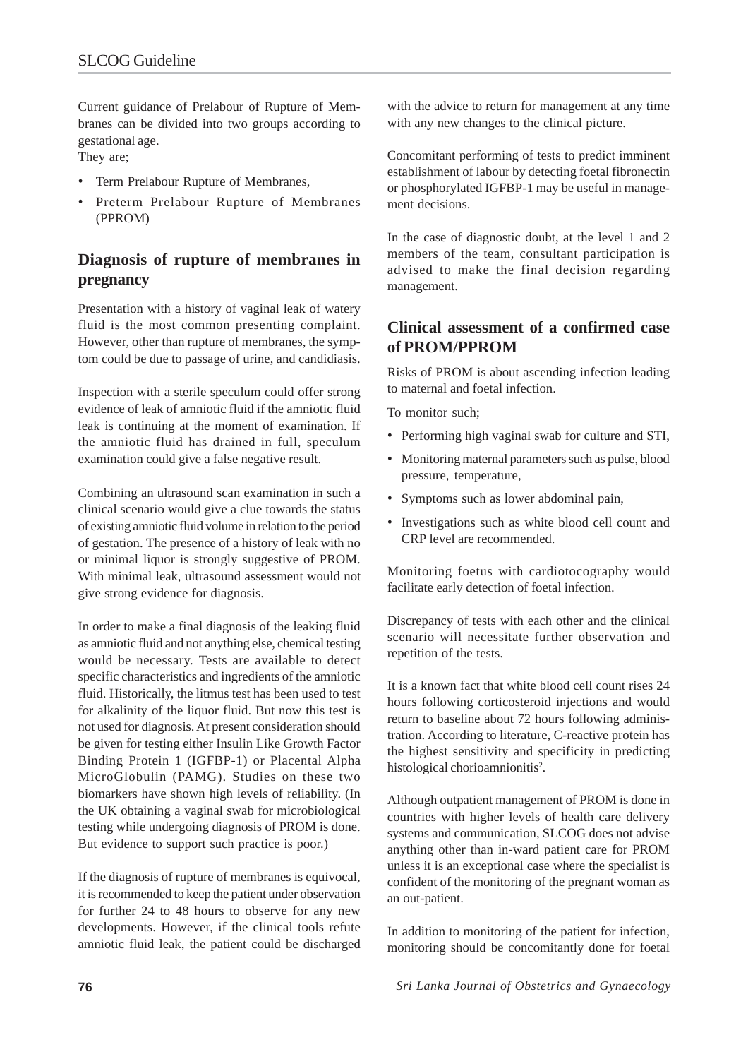Current guidance of Prelabour of Rupture of Membranes can be divided into two groups according to gestational age.
They are;

- Term Prelabour Rupture of Membranes,
- Preterm Prelabour Rupture of Membranes (PPROM)

## Diagnosis of rupture of membranes in pregnancy

Presentation with a history of vaginal leak of watery fluid is the most common presenting complaint. However, other than rupture of membranes, the symptom could be due to passage of urine, and candidiasis.

Inspection with a sterile speculum could offer strong evidence of leak of amniotic fluid if the amniotic fluid leak is continuing at the moment of examination. If the amniotic fluid has drained in full, speculum examination could give a false negative result.

Combining an ultrasound scan examination in such a clinical scenario would give a clue towards the status of existing amniotic fluid volume in relation to the period of gestation. The presence of a history of leak with no or minimal liquor is strongly suggestive of PROM. With minimal leak, ultrasound assessment would not give strong evidence for diagnosis.

In order to make a final diagnosis of the leaking fluid as amniotic fluid and not anything else, chemical testing would be necessary. Tests are available to detect specific characteristics and ingredients of the amniotic fluid. Historically, the litmus test has been used to test for alkalinity of the liquor fluid. But now this test is not used for diagnosis. At present consideration should be given for testing either Insulin Like Growth Factor Binding Protein 1 (IGFBP-1) or Placental Alpha MicroGlobulin (PAMG). Studies on these two biomarkers have shown high levels of reliability. (In the UK obtaining a vaginal swab for microbiological testing while undergoing diagnosis of PROM is done. But evidence to support such practice is poor.)

If the diagnosis of rupture of membranes is equivocal, it is recommended to keep the patient under observation for further 24 to 48 hours to observe for any new developments. However, if the clinical tools refute amniotic fluid leak, the patient could be discharged with the advice to return for management at any time with any new changes to the clinical picture.

Concomitant performing of tests to predict imminent establishment of labour by detecting foetal fibronectin or phosphorylated IGFBP-1 may be useful in management decisions.

In the case of diagnostic doubt, at the level 1 and 2 members of the team, consultant participation is advised to make the final decision regarding management.

## Clinical assessment of a confirmed case of PROM/PPROM

Risks of PROM is about ascending infection leading to maternal and foetal infection.

To monitor such;

- Performing high vaginal swab for culture and STI,
- Monitoring maternal parameters such as pulse, blood pressure, temperature,
- Symptoms such as lower abdominal pain,
- Investigations such as white blood cell count and CRP level are recommended.

Monitoring foetus with cardiotocography would facilitate early detection of foetal infection.

Discrepancy of tests with each other and the clinical scenario will necessitate further observation and repetition of the tests.

It is a known fact that white blood cell count rises 24 hours following corticosteroid injections and would return to baseline about 72 hours following administration. According to literature, C-reactive protein has the highest sensitivity and specificity in predicting histological chorioamnionitis[2].

Although outpatient management of PROM is done in countries with higher levels of health care delivery systems and communication, SLCOG does not advise anything other than in-ward patient care for PROM unless it is an exceptional case where the specialist is confident of the monitoring of the pregnant woman as an out-patient.

In addition to monitoring of the patient for infection, monitoring should be concomitantly done for foetal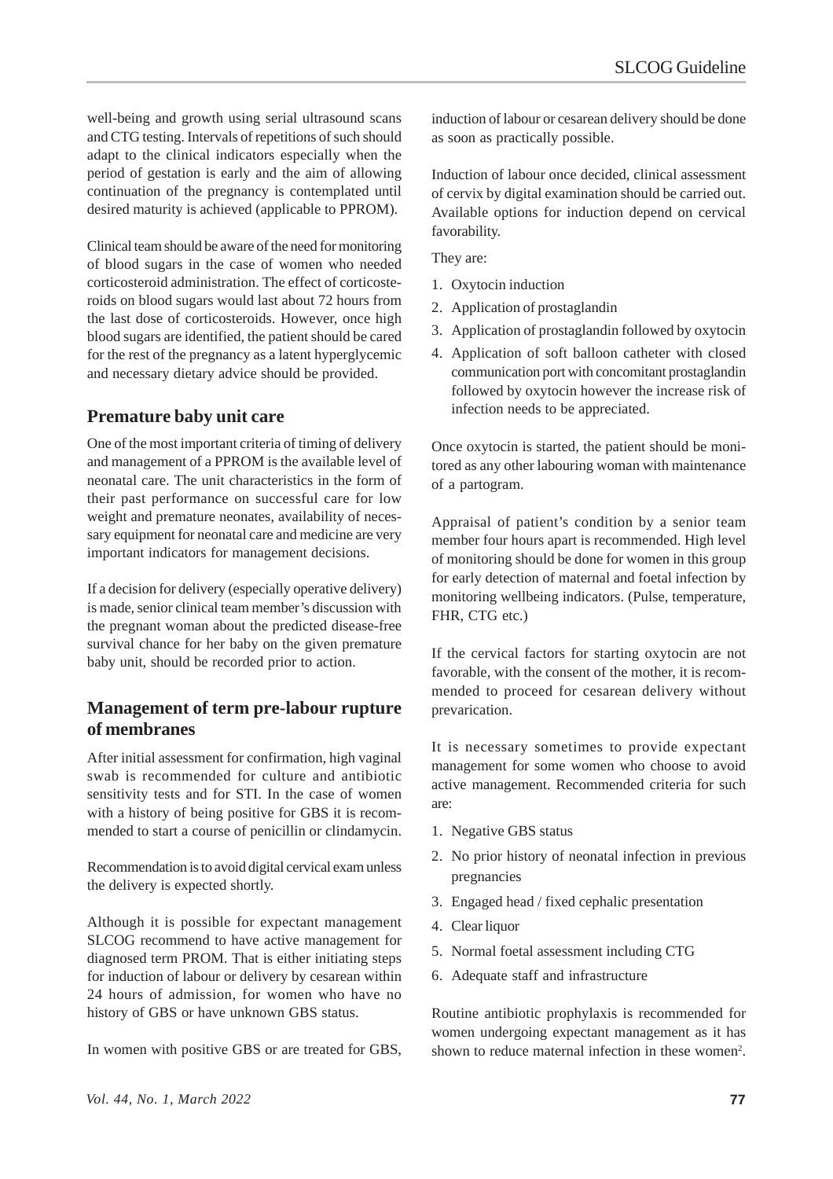well-being and growth using serial ultrasound scans and CTG testing. Intervals of repetitions of such should adapt to the clinical indicators especially when the period of gestation is early and the aim of allowing continuation of the pregnancy is contemplated until desired maturity is achieved (applicable to PPROM).

Clinical team should be aware of the need for monitoring of blood sugars in the case of women who needed corticosteroid administration. The effect of corticosteroids on blood sugars would last about 72 hours from the last dose of corticosteroids. However, once high blood sugars are identified, the patient should be cared for the rest of the pregnancy as a latent hyperglycemic and necessary dietary advice should be provided.

## Premature baby unit care

One of the most important criteria of timing of delivery and management of a PPROM is the available level of neonatal care. The unit characteristics in the form of their past performance on successful care for low weight and premature neonates, availability of necessary equipment for neonatal care and medicine are very important indicators for management decisions.

If a decision for delivery (especially operative delivery) is made, senior clinical team member's discussion with the pregnant woman about the predicted disease-free survival chance for her baby on the given premature baby unit, should be recorded prior to action.

## Management of term pre-labour rupture of membranes

After initial assessment for confirmation, high vaginal swab is recommended for culture and antibiotic sensitivity tests and for STI. In the case of women with a history of being positive for GBS it is recommended to start a course of penicillin or clindamycin.

Recommendation is to avoid digital cervical exam unless the delivery is expected shortly.

Although it is possible for expectant management SLCOG recommend to have active management for diagnosed term PROM. That is either initiating steps for induction of labour or delivery by cesarean within 24 hours of admission, for women who have no history of GBS or have unknown GBS status.

In women with positive GBS or are treated for GBS, induction of labour or cesarean delivery should be done as soon as practically possible.

Induction of labour once decided, clinical assessment of cervix by digital examination should be carried out. Available options for induction depend on cervical favorability.

They are:

1. Oxytocin induction
2. Application of prostaglandin
3. Application of prostaglandin followed by oxytocin
4. Application of soft balloon catheter with closed communication port with concomitant prostaglandin followed by oxytocin however the increase risk of infection needs to be appreciated.

Once oxytocin is started, the patient should be monitored as any other labouring woman with maintenance of a partogram.

Appraisal of patient's condition by a senior team member four hours apart is recommended. High level of monitoring should be done for women in this group for early detection of maternal and foetal infection by monitoring wellbeing indicators. (Pulse, temperature, FHR, CTG etc.)

If the cervical factors for starting oxytocin are not favorable, with the consent of the mother, it is recommended to proceed for cesarean delivery without prevarication.

It is necessary sometimes to provide expectant management for some women who choose to avoid active management. Recommended criteria for such are:

1. Negative GBS status
2. No prior history of neonatal infection in previous pregnancies
3. Engaged head / fixed cephalic presentation
4. Clear liquor
5. Normal foetal assessment including CTG
6. Adequate staff and infrastructure

Routine antibiotic prophylaxis is recommended for women undergoing expectant management as it has shown to reduce maternal infection in these women[2].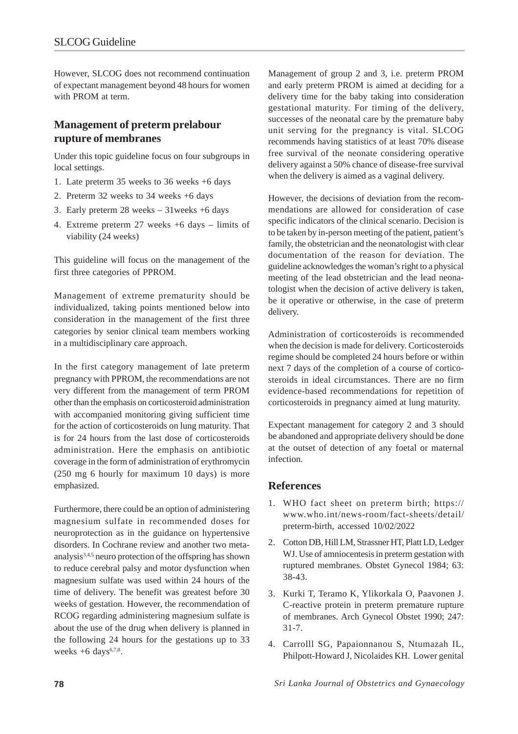However, SLCOG does not recommend continuation of expectant management beyond 48 hours for women with PROM at term.

## Management of preterm prelabour rupture of membranes

Under this topic guideline focus on four subgroups in local settings.

1. Late preterm 35 weeks to 36 weeks +6 days
2. Preterm 32 weeks to 34 weeks +6 days
3. Early preterm 28 weeks – 31weeks +6 days
4. Extreme preterm 27 weeks +6 days – limits of viability (24 weeks)

This guideline will focus on the management of the first three categories of PPROM.

Management of extreme prematurity should be individualized, taking points mentioned below into consideration in the management of the first three categories by senior clinical team members working in a multidisciplinary care approach.

In the first category management of late preterm pregnancy with PPROM, the recommendations are not very different from the management of term PROM other than the emphasis on corticosteroid administration with accompanied monitoring giving sufficient time for the action of corticosteroids on lung maturity. That is for 24 hours from the last dose of corticosteroids administration. Here the emphasis on antibiotic coverage in the form of administration of erythromycin (250 mg 6 hourly for maximum 10 days) is more emphasized.

Furthermore, there could be an option of administering magnesium sulfate in recommended doses for neuroprotection as in the guidance on hypertensive disorders. In Cochrane review and another two meta-analysis[3,4,5] neuro protection of the offspring has shown to reduce cerebral palsy and motor dysfunction when magnesium sulfate was used within 24 hours of the time of delivery. The benefit was greatest before 30 weeks of gestation. However, the recommendation of RCOG regarding administering magnesium sulfate is about the use of the drug when delivery is planned in the following 24 hours for the gestations up to 33 weeks +6 days[6,7,8].

Management of group 2 and 3, i.e. preterm PROM and early preterm PROM is aimed at deciding for a delivery time for the baby taking into consideration gestational maturity. For timing of the delivery, successes of the neonatal care by the premature baby unit serving for the pregnancy is vital. SLCOG recommends having statistics of at least 70% disease free survival of the neonate considering operative delivery against a 50% chance of disease-free survival when the delivery is aimed as a vaginal delivery.

However, the decisions of deviation from the recommendations are allowed for consideration of case specific indicators of the clinical scenario. Decision is to be taken by in-person meeting of the patient, patient's family, the obstetrician and the neonatologist with clear documentation of the reason for deviation. The guideline acknowledges the woman's right to a physical meeting of the lead obstetrician and the lead neonatologist when the decision of active delivery is taken, be it operative or otherwise, in the case of preterm delivery.

Administration of corticosteroids is recommended when the decision is made for delivery. Corticosteroids regime should be completed 24 hours before or within next 7 days of the completion of a course of corticosteroids in ideal circumstances. There are no firm evidence-based recommendations for repetition of corticosteroids in pregnancy aimed at lung maturity.

Expectant management for category 2 and 3 should be abandoned and appropriate delivery should be done at the outset of detection of any foetal or maternal infection.

## References

1. WHO fact sheet on preterm birth; https://www.who.int/news-room/fact-sheets/detail/preterm-birth, accessed 10/02/2022
2. Cotton DB, Hill LM, Strassner HT, Platt LD, Ledger WJ. Use of amniocentesis in preterm gestation with ruptured membranes. Obstet Gynecol 1984; 63: 38-43.
3. Kurki T, Teramo K, Ylikorkala O, Paavonen J. C-reactive protein in preterm premature rupture of membranes. Arch Gynecol Obstet 1990; 247: 31-7.
4. Carrolll SG, Papaionnanou S, Ntumazah IL, Philpott-Howard J, Nicolaides KH. Lower genital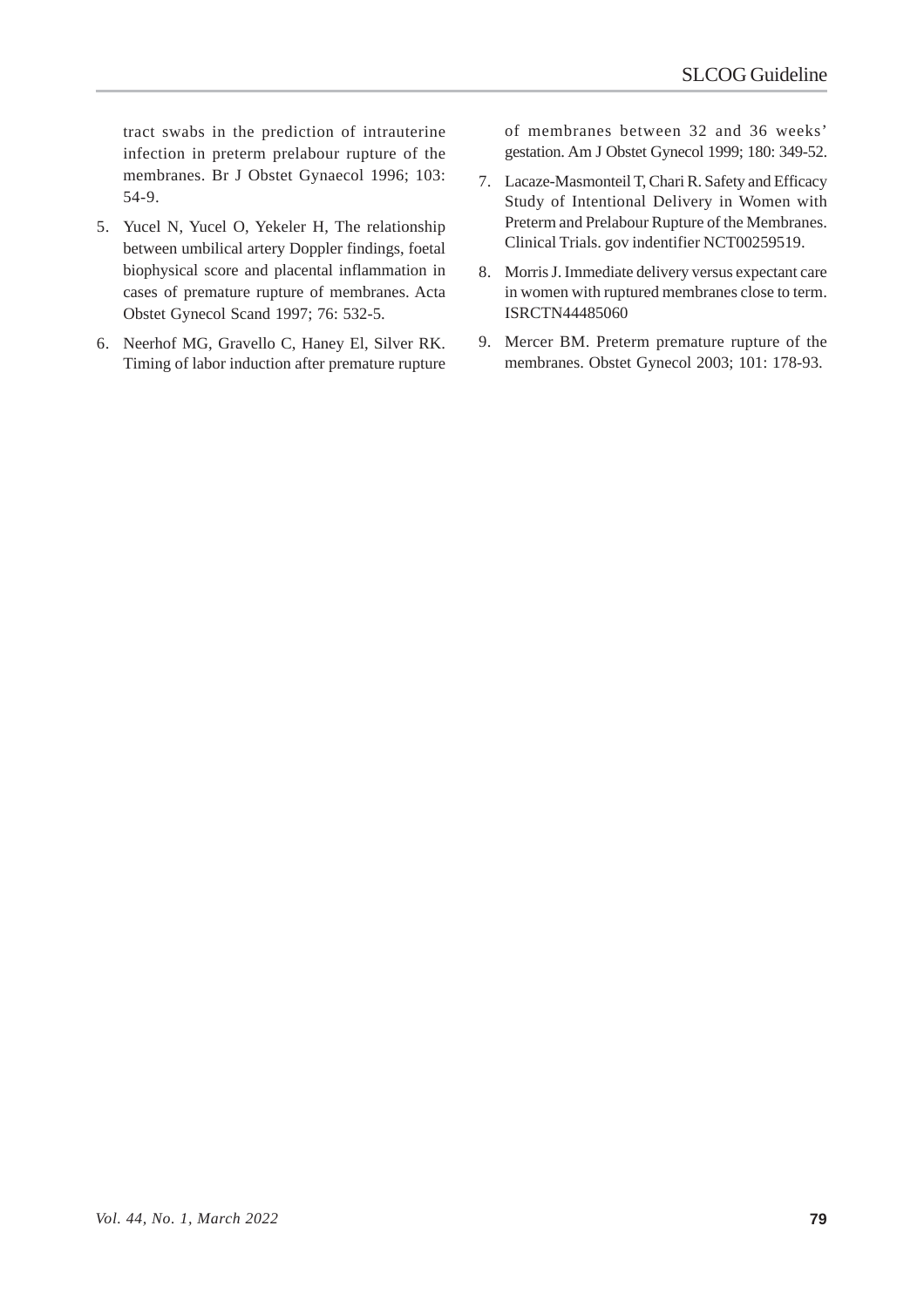tract swabs in the prediction of intrauterine infection in preterm prelabour rupture of the membranes. Br J Obstet Gynaecol 1996; 103: 54-9.

5. Yucel N, Yucel O, Yekeler H, The relationship between umbilical artery Doppler findings, foetal biophysical score and placental inflammation in cases of premature rupture of membranes. Acta Obstet Gynecol Scand 1997; 76: 532-5.

6. Neerhof MG, Gravello C, Haney El, Silver RK. Timing of labor induction after premature rupture of membranes between 32 and 36 weeks' gestation. Am J Obstet Gynecol 1999; 180: 349-52.

7. Lacaze-Masmonteil T, Chari R. Safety and Efficacy Study of Intentional Delivery in Women with Preterm and Prelabour Rupture of the Membranes. Clinical Trials. gov indentifier NCT00259519.

8. Morris J. Immediate delivery versus expectant care in women with ruptured membranes close to term. ISRCTN44485060

9. Mercer BM. Preterm premature rupture of the membranes. Obstet Gynecol 2003; 101: 178-93.